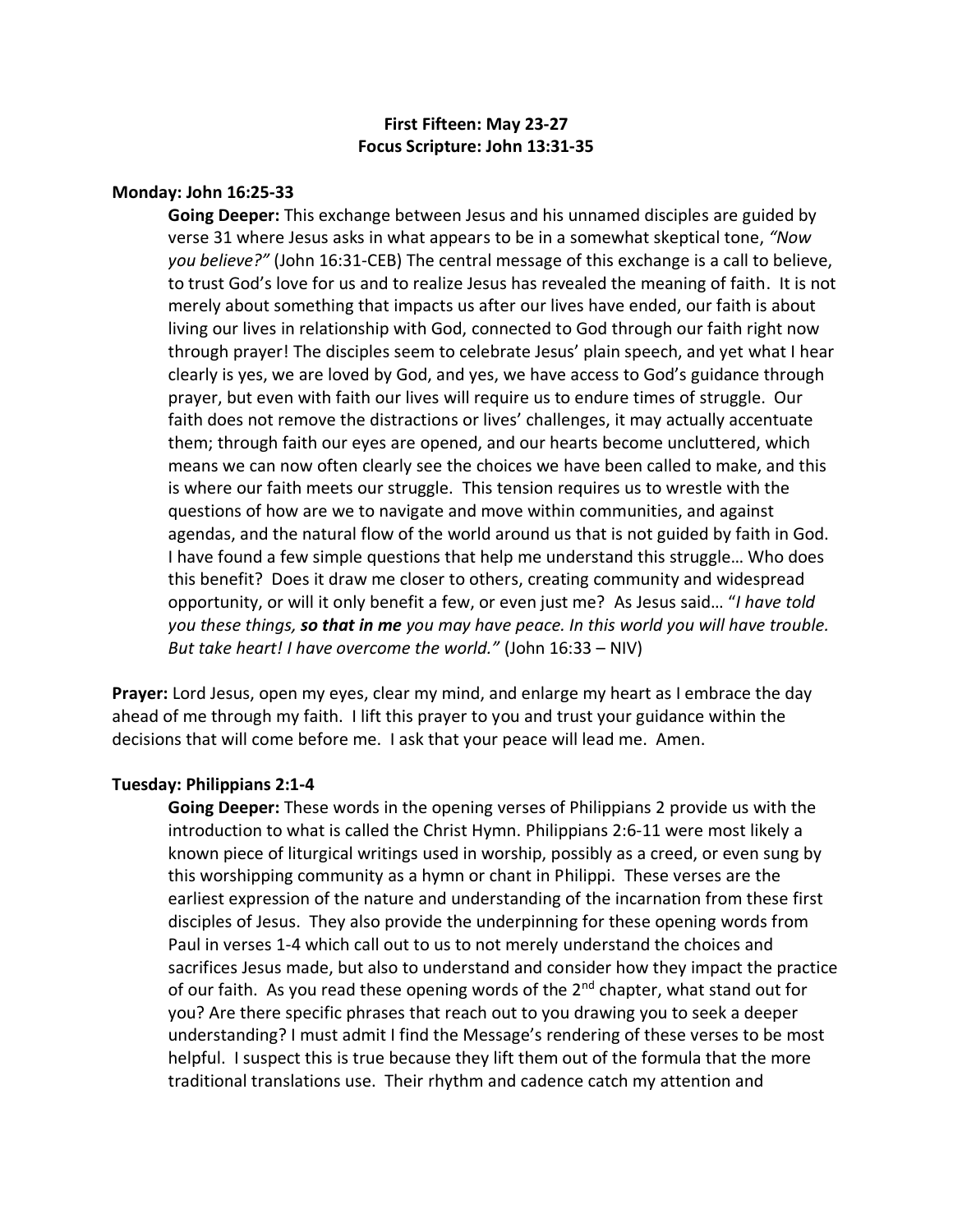**First Fifteen: May 23-27**
**Focus Scripture: John 13:31-35**

**Monday: John 16:25-33**

**Going Deeper:** This exchange between Jesus and his unnamed disciples are guided by verse 31 where Jesus asks in what appears to be in a somewhat skeptical tone, *"Now you believe?"* (John 16:31-CEB) The central message of this exchange is a call to believe, to trust God's love for us and to realize Jesus has revealed the meaning of faith. It is not merely about something that impacts us after our lives have ended, our faith is about living our lives in relationship with God, connected to God through our faith right now through prayer! The disciples seem to celebrate Jesus' plain speech, and yet what I hear clearly is yes, we are loved by God, and yes, we have access to God's guidance through prayer, but even with faith our lives will require us to endure times of struggle. Our faith does not remove the distractions or lives' challenges, it may actually accentuate them; through faith our eyes are opened, and our hearts become uncluttered, which means we can now often clearly see the choices we have been called to make, and this is where our faith meets our struggle. This tension requires us to wrestle with the questions of how are we to navigate and move within communities, and against agendas, and the natural flow of the world around us that is not guided by faith in God. I have found a few simple questions that help me understand this struggle… Who does this benefit? Does it draw me closer to others, creating community and widespread opportunity, or will it only benefit a few, or even just me? As Jesus said… "*I have told you these things, **so that in me** you may have peace. In this world you will have trouble. But take heart! I have overcome the world."* (John 16:33 – NIV)

**Prayer:** Lord Jesus, open my eyes, clear my mind, and enlarge my heart as I embrace the day ahead of me through my faith. I lift this prayer to you and trust your guidance within the decisions that will come before me. I ask that your peace will lead me. Amen.

**Tuesday: Philippians 2:1-4**

**Going Deeper:** These words in the opening verses of Philippians 2 provide us with the introduction to what is called the Christ Hymn. Philippians 2:6-11 were most likely a known piece of liturgical writings used in worship, possibly as a creed, or even sung by this worshipping community as a hymn or chant in Philippi. These verses are the earliest expression of the nature and understanding of the incarnation from these first disciples of Jesus. They also provide the underpinning for these opening words from Paul in verses 1-4 which call out to us to not merely understand the choices and sacrifices Jesus made, but also to understand and consider how they impact the practice of our faith. As you read these opening words of the 2nd chapter, what stand out for you? Are there specific phrases that reach out to you drawing you to seek a deeper understanding? I must admit I find the Message's rendering of these verses to be most helpful. I suspect this is true because they lift them out of the formula that the more traditional translations use. Their rhythm and cadence catch my attention and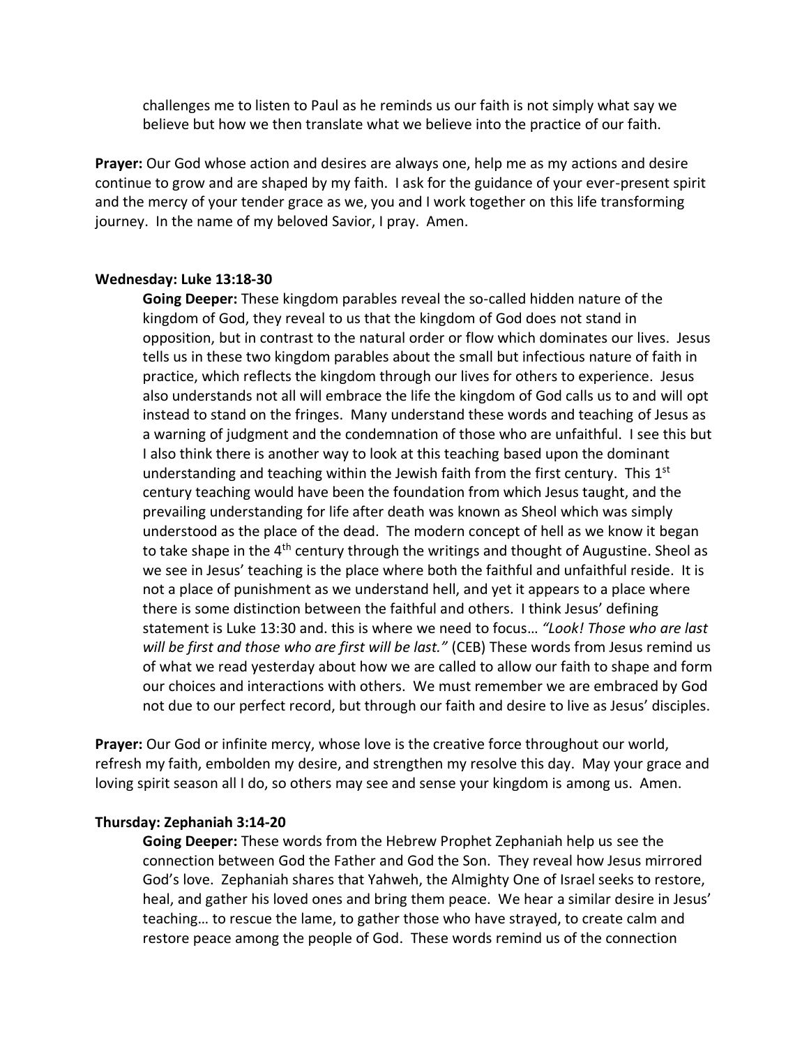challenges me to listen to Paul as he reminds us our faith is not simply what say we believe but how we then translate what we believe into the practice of our faith.

**Prayer:** Our God whose action and desires are always one, help me as my actions and desire continue to grow and are shaped by my faith. I ask for the guidance of your ever-present spirit and the mercy of your tender grace as we, you and I work together on this life transforming journey. In the name of my beloved Savior, I pray. Amen.

**Wednesday: Luke 13:18-30**

**Going Deeper:** These kingdom parables reveal the so-called hidden nature of the kingdom of God, they reveal to us that the kingdom of God does not stand in opposition, but in contrast to the natural order or flow which dominates our lives. Jesus tells us in these two kingdom parables about the small but infectious nature of faith in practice, which reflects the kingdom through our lives for others to experience. Jesus also understands not all will embrace the life the kingdom of God calls us to and will opt instead to stand on the fringes. Many understand these words and teaching of Jesus as a warning of judgment and the condemnation of those who are unfaithful. I see this but I also think there is another way to look at this teaching based upon the dominant understanding and teaching within the Jewish faith from the first century. This 1st century teaching would have been the foundation from which Jesus taught, and the prevailing understanding for life after death was known as Sheol which was simply understood as the place of the dead. The modern concept of hell as we know it began to take shape in the 4th century through the writings and thought of Augustine. Sheol as we see in Jesus' teaching is the place where both the faithful and unfaithful reside. It is not a place of punishment as we understand hell, and yet it appears to a place where there is some distinction between the faithful and others. I think Jesus' defining statement is Luke 13:30 and. this is where we need to focus… *"Look! Those who are last will be first and those who are first will be last."* (CEB) These words from Jesus remind us of what we read yesterday about how we are called to allow our faith to shape and form our choices and interactions with others. We must remember we are embraced by God not due to our perfect record, but through our faith and desire to live as Jesus' disciples.

**Prayer:** Our God or infinite mercy, whose love is the creative force throughout our world, refresh my faith, embolden my desire, and strengthen my resolve this day. May your grace and loving spirit season all I do, so others may see and sense your kingdom is among us. Amen.

**Thursday: Zephaniah 3:14-20**

**Going Deeper:** These words from the Hebrew Prophet Zephaniah help us see the connection between God the Father and God the Son. They reveal how Jesus mirrored God's love. Zephaniah shares that Yahweh, the Almighty One of Israel seeks to restore, heal, and gather his loved ones and bring them peace. We hear a similar desire in Jesus' teaching… to rescue the lame, to gather those who have strayed, to create calm and restore peace among the people of God. These words remind us of the connection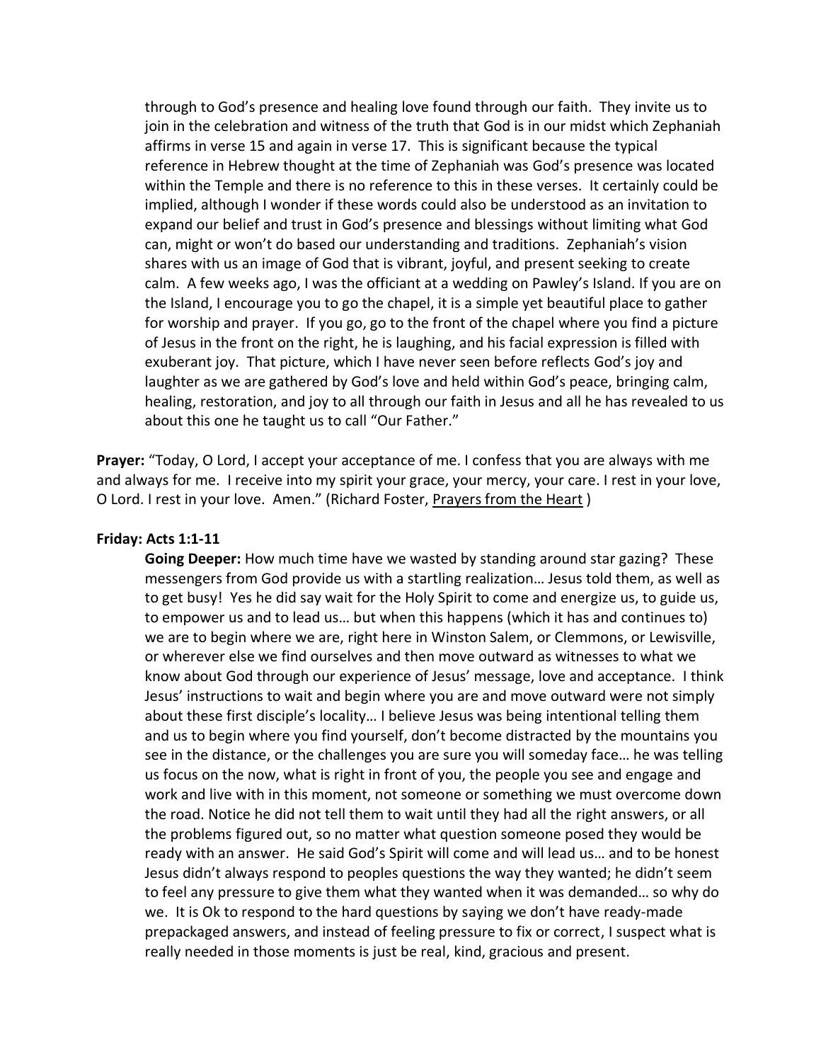through to God's presence and healing love found through our faith. They invite us to join in the celebration and witness of the truth that God is in our midst which Zephaniah affirms in verse 15 and again in verse 17. This is significant because the typical reference in Hebrew thought at the time of Zephaniah was God's presence was located within the Temple and there is no reference to this in these verses. It certainly could be implied, although I wonder if these words could also be understood as an invitation to expand our belief and trust in God's presence and blessings without limiting what God can, might or won't do based our understanding and traditions. Zephaniah's vision shares with us an image of God that is vibrant, joyful, and present seeking to create calm. A few weeks ago, I was the officiant at a wedding on Pawley's Island. If you are on the Island, I encourage you to go the chapel, it is a simple yet beautiful place to gather for worship and prayer. If you go, go to the front of the chapel where you find a picture of Jesus in the front on the right, he is laughing, and his facial expression is filled with exuberant joy. That picture, which I have never seen before reflects God's joy and laughter as we are gathered by God's love and held within God's peace, bringing calm, healing, restoration, and joy to all through our faith in Jesus and all he has revealed to us about this one he taught us to call "Our Father."

**Prayer:** "Today, O Lord, I accept your acceptance of me. I confess that you are always with me and always for me. I receive into my spirit your grace, your mercy, your care. I rest in your love, O Lord. I rest in your love. Amen." (Richard Foster, <u>Prayers from the Heart</u> )

**Friday: Acts 1:1-11**

**Going Deeper:** How much time have we wasted by standing around star gazing? These messengers from God provide us with a startling realization… Jesus told them, as well as to get busy! Yes he did say wait for the Holy Spirit to come and energize us, to guide us, to empower us and to lead us… but when this happens (which it has and continues to) we are to begin where we are, right here in Winston Salem, or Clemmons, or Lewisville, or wherever else we find ourselves and then move outward as witnesses to what we know about God through our experience of Jesus' message, love and acceptance. I think Jesus' instructions to wait and begin where you are and move outward were not simply about these first disciple's locality… I believe Jesus was being intentional telling them and us to begin where you find yourself, don't become distracted by the mountains you see in the distance, or the challenges you are sure you will someday face… he was telling us focus on the now, what is right in front of you, the people you see and engage and work and live with in this moment, not someone or something we must overcome down the road. Notice he did not tell them to wait until they had all the right answers, or all the problems figured out, so no matter what question someone posed they would be ready with an answer. He said God's Spirit will come and will lead us… and to be honest Jesus didn't always respond to peoples questions the way they wanted; he didn't seem to feel any pressure to give them what they wanted when it was demanded… so why do we. It is Ok to respond to the hard questions by saying we don't have ready-made prepackaged answers, and instead of feeling pressure to fix or correct, I suspect what is really needed in those moments is just be real, kind, gracious and present.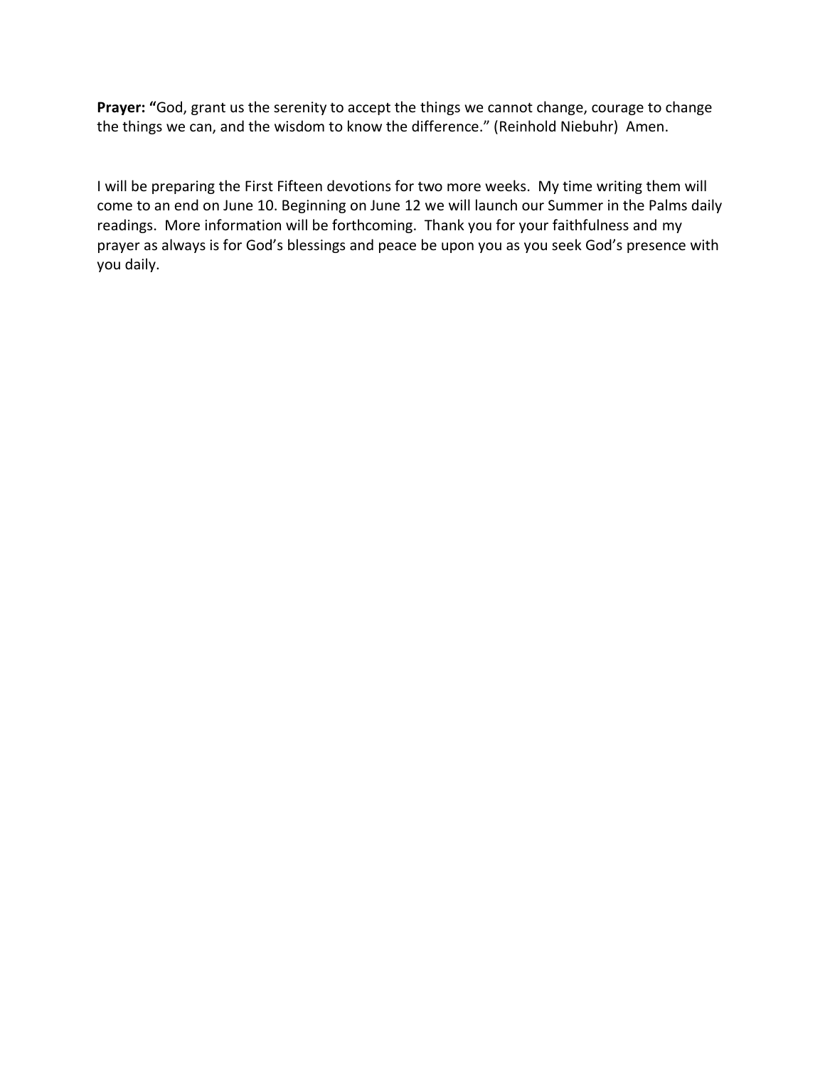**Prayer: "**God, grant us the serenity to accept the things we cannot change, courage to change the things we can, and the wisdom to know the difference." (Reinhold Niebuhr) Amen.

I will be preparing the First Fifteen devotions for two more weeks. My time writing them will come to an end on June 10. Beginning on June 12 we will launch our Summer in the Palms daily readings. More information will be forthcoming. Thank you for your faithfulness and my prayer as always is for God's blessings and peace be upon you as you seek God's presence with you daily.